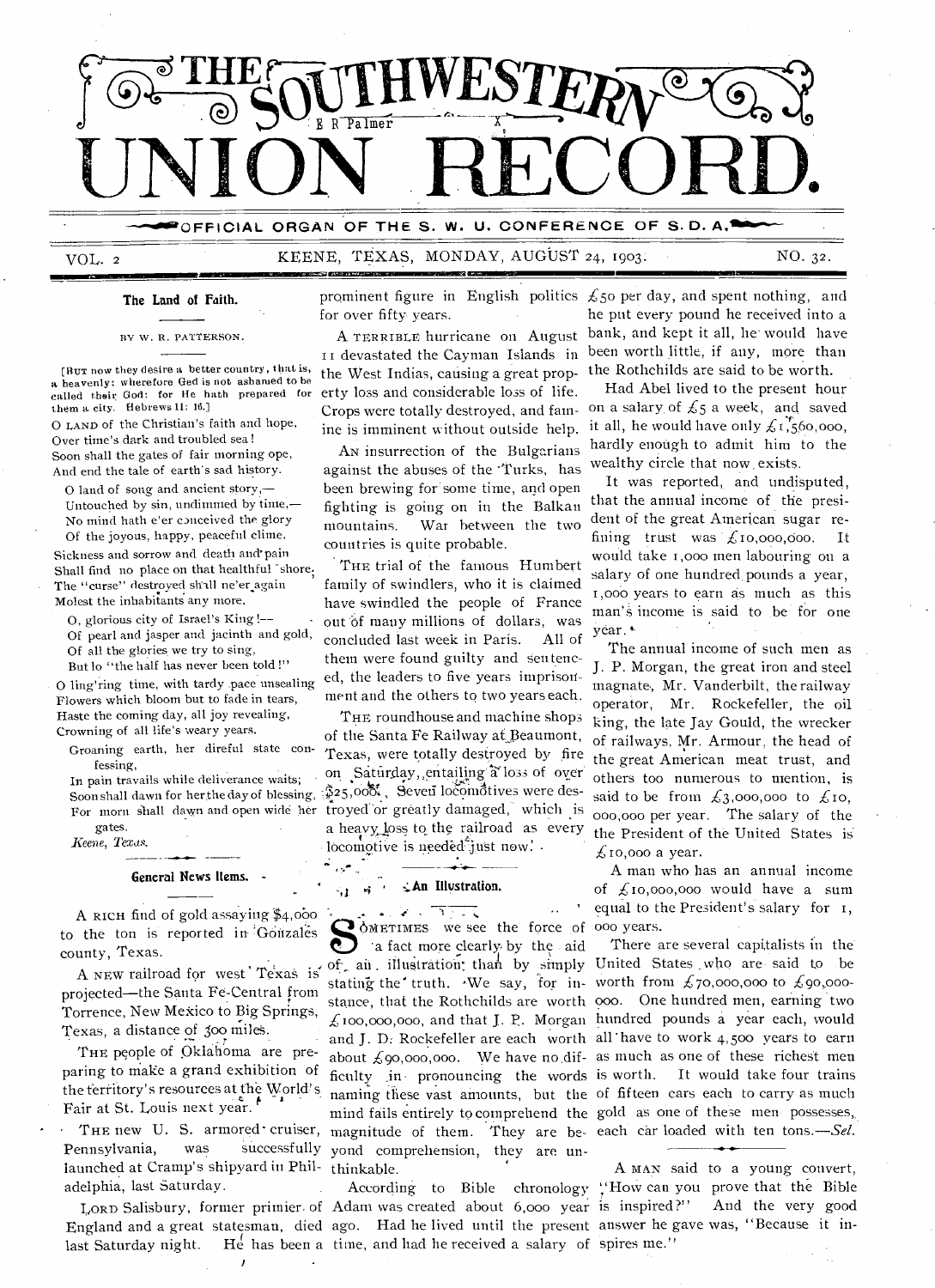# THE SOUTHWESTERN UNION RECORD.

OFFICIAL ORGAN OF THE S. W. U. CONFERENCE OF S. D. A.

VOL. 2 KEENE, TEXAS, MONDAY, AUGUST 24, 1903. NO. 32.

## The Land of Faith.

BY W. R. PATTERSON.

[BUT now they desire a better country, that is, a heavenly: wherefore God is not ashamed to be called their God: for He hath prepared for them a city. Hebrews 11: 16.]

O LAND of the Christian's faith and hope,
Over time's dark and troubled sea!
Soon shall the gates of fair morning ope,
And end the tale of earth's sad history.

O land of song and ancient story,—
Untouched by sin, undimmed by time,—
No mind hath e'er conceived the glory
Of the joyous, happy, peaceful clime.

Sickness and sorrow and death and pain
Shall find no place on that healthful shore,
The "curse" destroyed shall ne'er again
Molest the inhabitants any more.

O, glorious city of Israel's King!—
Of pearl and jasper and jacinth and gold,
Of all the glories we try to sing,
But lo "the half has never been told!"

O ling'ring time, with tardy pace unsealing
Flowers which bloom but to fade in tears,
Haste the coming day, all joy revealing,
Crowning of all life's weary years.

Groaning earth, her direful state confessing,
In pain travails while deliverance waits;
Soon shall dawn for her the day of blessing,
For morn shall dawn and open wide her gates.

*Keene, Texas.*

## General News Items.

A RICH find of gold assaying $4,000 to the ton is reported in Gonzales county, Texas.

A NEW railroad for west Texas is projected—the Santa Fe-Central from Torrence, New Mexico to Big Springs, Texas, a distance of 300 miles.

THE people of Oklahoma are preparing to make a grand exhibition of the territory's resources at the World's Fair at St. Louis next year.

THE new U. S. armored cruiser, Pennsylvania, was successfully launched at Cramp's shipyard in Philadelphia, last Saturday.

LORD Salisbury, former primier of England and a great statesman, died last Saturday night. He has been a prominent figure in English politics for over fifty years.

A TERRIBLE hurricane on August 11 devastated the Cayman Islands in the West Indias, causing a great property loss and considerable loss of life. Crops were totally destroyed, and famine is imminent without outside help.

AN insurrection of the Bulgarians against the abuses of the Turks, has been brewing for some time, and open fighting is going on in the Balkan mountains. War between the two countries is quite probable.

THE trial of the famous Humbert family of swindlers, who it is claimed have swindled the people of France out of many millions of dollars, was concluded last week in Paris. All of them were found guilty and sentenced, the leaders to five years imprisonment and the others to two years each.

THE roundhouse and machine shops of the Santa Fe Railway at Beaumont, Texas, were totally destroyed by fire on Saturday, entailing a loss of over $25,000. Seven locomotives were destroyed or greatly damaged, which is a heavy loss to the railroad as every locomotive is needed just now.

## An Illustration.

SOMETIMES we see the force of a fact more clearly by the aid of an illustration than by simply stating the truth. We say, for instance, that the Rothchilds are worth £100,000,000, and that J. P. Morgan and J. D. Rockefeller are each worth about £90,000,000. We have no difficulty in pronouncing the words naming these vast amounts, but the mind fails entirely to comprehend the magnitude of them. They are beyond comprehension, they are unthinkable.

According to Bible chronology Adam was created about 6,000 year ago. Had he lived until the present time, and had he received a salary of £50 per day, and spent nothing, and he put every pound he received into a bank, and kept it all, he would have been worth little, if any, more than the Rothchilds are said to be worth.

Had Abel lived to the present hour on a salary of £5 a week, and saved it all, he would have only £1,560,000, hardly enough to admit him to the wealthy circle that now exists.

It was reported, and undisputed, that the annual income of the president of the great American sugar refining trust was £10,000,000. It would take 1,000 men labouring on a salary of one hundred pounds a year, 1,000 years to earn as much as this man's income is said to be for one year.

The annual income of such men as J. P. Morgan, the great iron and steel magnate, Mr. Vanderbilt, the railway operator, Mr. Rockefeller, the oil king, the late Jay Gould, the wrecker of railways, Mr. Armour, the head of the great American meat trust, and others too numerous to mention, is said to be from £3,000,000 to £10,000,000 per year. The salary of the the President of the United States is £10,000 a year.

A man who has an annual income of £10,000,000 would have a sum equal to the President's salary for 1,000 years.

There are several capitalists in the United States who are said to be worth from £70,000,000 to £90,000,000. One hundred men, earning two hundred pounds a year each, would all have to work 4,500 years to earn as much as one of these richest men is worth. It would take four trains of fifteen cars each to carry as much gold as one of these men possesses, each car loaded with ten tons.—*Sel.*

A MAN said to a young convert, "How can you prove that the Bible is inspired?" And the very good answer he gave was, "Because it inspires me."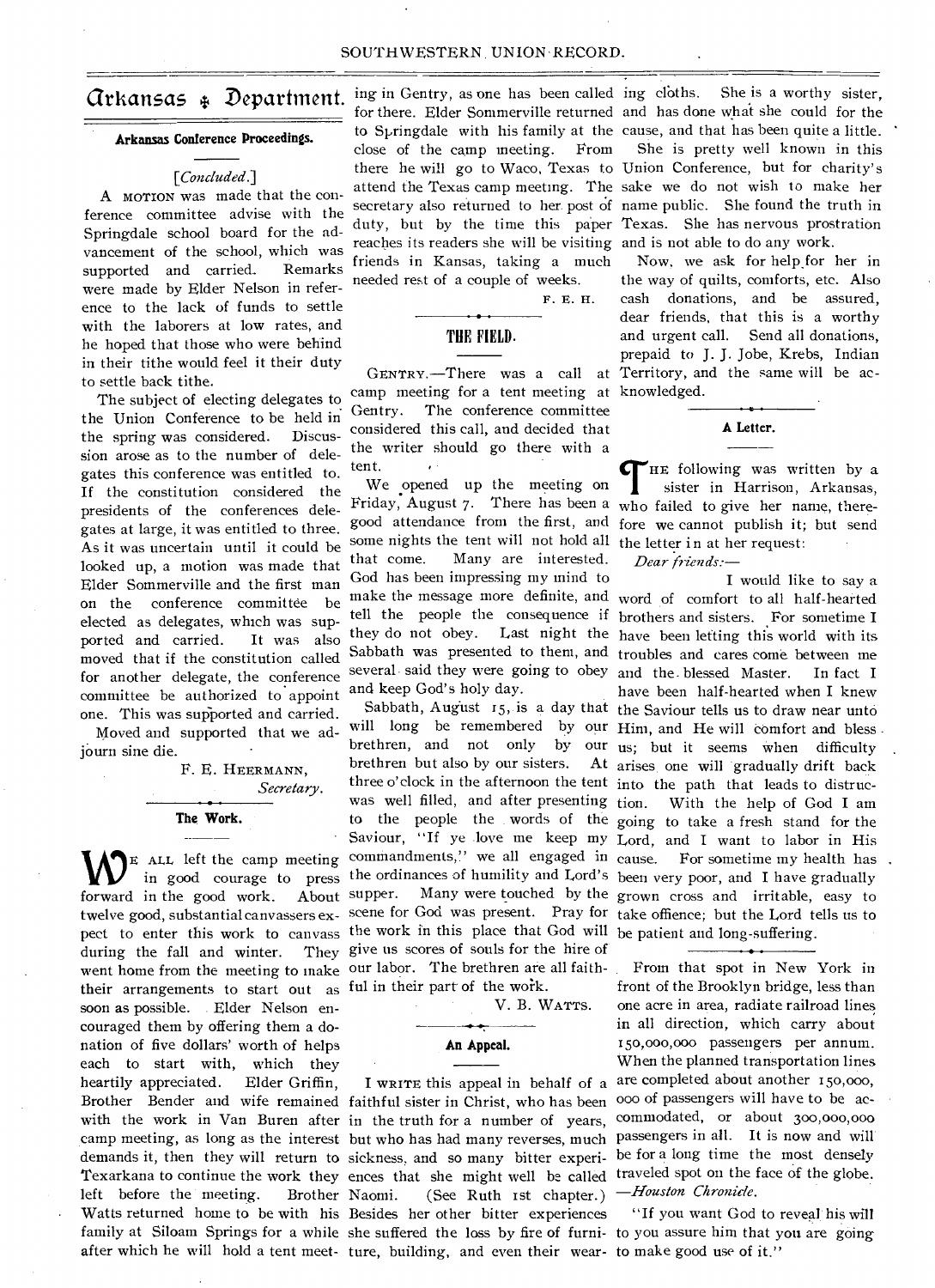# Arkansas ✣ Department.

## Arkansas Conference Proceedings.

[*Concluded.*]

A MOTION was made that the conference committee advise with the Springdale school board for the advancement of the school, which was supported and carried. Remarks were made by Elder Nelson in reference to the lack of funds to settle with the laborers at low rates, and he hoped that those who were behind in their tithe would feel it their duty to settle back tithe.

The subject of electing delegates to the Union Conference to be held in the spring was considered. Discussion arose as to the number of delegates this conference was entitled to. If the constitution considered the presidents of the conferences delegates at large, it was entitled to three. As it was uncertain until it could be looked up, a motion was made that Elder Sommerville and the first man on the conference committee be elected as delegates, which was supported and carried. It was also moved that if the constitution called for another delegate, the conference committee be authorized to appoint one. This was supported and carried.

Moved and supported that we adjourn sine die.

F. E. HEERMANN,
*Secretary.*

## The Work.

WE ALL left the camp meeting in good courage to press forward in the good work. About twelve good, substantial canvassers expect to enter this work to canvass during the fall and winter. They went home from the meeting to make their arrangements to start out as soon as possible. Elder Nelson encouraged them by offering them a donation of five dollars' worth of helps each to start with, which they heartily appreciated. Elder Griffin, Brother Bender and wife remained with the work in Van Buren after camp meeting, as long as the interest demands it, then they will return to Texarkana to continue the work they left before the meeting. Brother Watts returned home to be with his family at Siloam Springs for a while after which he will hold a tent meeting in Gentry, as one has been called for there. Elder Sommerville returned to Springdale with his family at the close of the camp meeting. From there he will go to Waco, Texas to attend the Texas camp meeting. The secretary also returned to her post of duty, but by the time this paper reaches its readers she will be visiting friends in Kansas, taking a much needed rest of a couple of weeks.

F. E. H.

## THE FIELD.

GENTRY.—There was a call at camp meeting for a tent meeting at Gentry. The conference committee considered this call, and decided that the writer should go there with a tent.

We opened up the meeting on Friday, August 7. There has been a good attendance from the first, and some nights the tent will not hold all that come. Many are interested. God has been impressing my mind to make the message more definite, and tell the people the consequence if they do not obey. Last night the Sabbath was presented to them, and several said they were going to obey and keep God's holy day.

Sabbath, August 15, is a day that will long be remembered by our brethren, and not only by our brethren but also by our sisters. At three o'clock in the afternoon the tent was well filled, and after presenting to the people the words of the Saviour, "If ye love me keep my commandments," we all engaged in the ordinances of humility and Lord's supper. Many were touched by the scene for God was present. Pray for the work in this place that God will give us scores of souls for the hire of our labor. The brethren are all faithful in their part of the work.

V. B. WATTS.

## An Appeal.

I WRITE this appeal in behalf of a faithful sister in Christ, who has been in the truth for a number of years, but who has had many reverses, much sickness, and so many bitter experiences that she might well be called Naomi. (See Ruth 1st chapter.) Besides her other bitter experiences she suffered the loss by fire of furniture, building, and even their wearing cloths. She is a worthy sister, and has done what she could for the cause, and that has been quite a little.

She is pretty well known in this Union Conference, but for charity's sake we do not wish to make her name public. She found the truth in Texas. She has nervous prostration and is not able to do any work.

Now, we ask for help for her in the way of quilts, comforts, etc. Also cash donations, and be assured, dear friends, that this is a worthy and urgent call. Send all donations, prepaid to J. J. Jobe, Krebs, Indian Territory, and the same will be acknowledged.

## A Letter.

THE following was written by a sister in Harrison, Arkansas, who failed to give her name, therefore we cannot publish it; but send the letter in at her request:

*Dear friends:—*

I would like to say a word of comfort to all half-hearted brothers and sisters. For sometime I have been letting this world with its troubles and cares come between me and the blessed Master. In fact I have been half-hearted when I knew the Saviour tells us to draw near unto Him, and He will comfort and bless us; but it seems when difficulty arises one will gradually drift back into the path that leads to distruction. With the help of God I am going to take a fresh stand for the Lord, and I want to labor in His cause. For sometime my health has been very poor, and I have gradually grown cross and irritable, easy to take offence; but the Lord tells us to be patient and long-suffering.

---

From that spot in New York in front of the Brooklyn bridge, less than one acre in area, radiate railroad lines in all direction, which carry about 150,000,000 passengers per annum. When the planned transportation lines are completed about another 150,000,000 of passengers will have to be accommodated, or about 300,000,000 passengers in all. It is now and will be for a long time the most densely traveled spot on the face of the globe. —*Houston Chronicle.*

"If you want God to reveal his will to you assure him that you are going to make good use of it."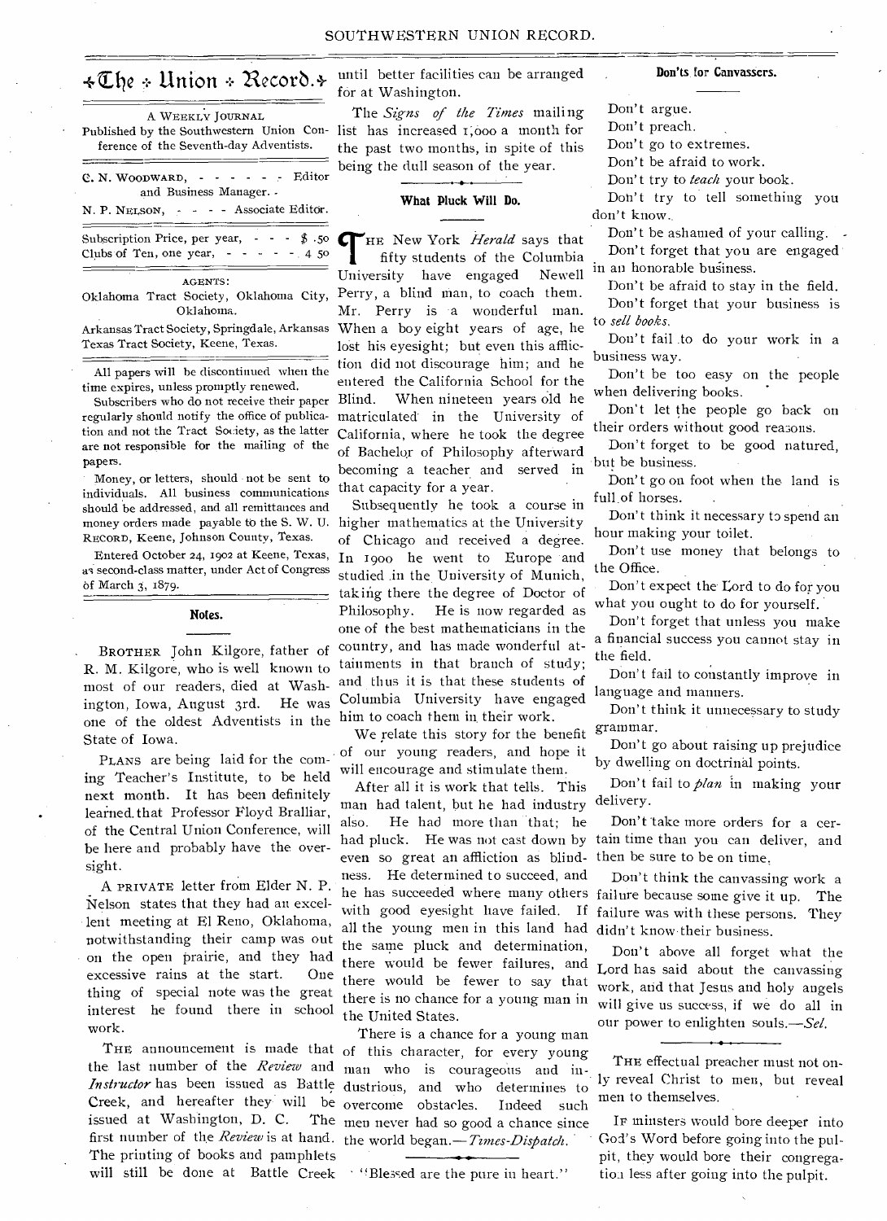# The Union Record.

A WEEKLY JOURNAL

Published by the Southwestern Union Conference of the Seventh-day Adventists.

C. N. WOODWARD, - - - - - - Editor and Business Manager.

N. P. NELSON, - - - - Associate Editor.

Subscription Price, per year, - - - $ .50
Clubs of Ten, one year, - - - - - 4 50

AGENTS:

Oklahoma Tract Society, Oklahoma City, Oklahoma.

Arkansas Tract Society, Springdale, Arkansas

Texas Tract Society, Keene, Texas.

All papers will be discontinued when the time expires, unless promptly renewed.

Subscribers who do not receive their paper regularly should notify the office of publication and not the Tract Society, as the latter are not responsible for the mailing of the papers.

Money, or letters, should not be sent to individuals. All business communications should be addressed, and all remittances and money orders made payable to the S. W. U. RECORD, Keene, Johnson County, Texas.

Entered October 24, 1902 at Keene, Texas, as second-class matter, under Act of Congress of March 3, 1879.

## Notes.

BROTHER John Kilgore, father of R. M. Kilgore, who is well known to most of our readers, died at Washington, Iowa, August 3rd. He was one of the oldest Adventists in the State of Iowa.

PLANS are being laid for the coming Teacher's Institute, to be held next month. It has been definitely learned that Professor Floyd Bralliar, of the Central Union Conference, will be here and probably have the oversight.

A PRIVATE letter from Elder N. P. Nelson states that they had an excellent meeting at El Reno, Oklahoma, notwithstanding their camp was out on the open prairie, and they had excessive rains at the start. One thing of special note was the great interest he found there in school work.

THE announcement is made that the last number of the *Review* and *Instructor* has been issued as Battle Creek, and hereafter they will be issued at Washington, D. C. The first number of the *Review* is at hand. The printing of books and pamphlets will still be done at Battle Creek until better facilities can be arranged for at Washington.

The *Signs of the Times* mailing list has increased 1,000 a month for the past two months, in spite of this being the dull season of the year.

## What Pluck Will Do.

THE New York *Herald* says that fifty students of the Columbia University have engaged Newell Perry, a blind man, to coach them. Mr. Perry is a wonderful man. When a boy eight years of age, he lost his eyesight; but even this affliction did not discourage him; and he entered the California School for the Blind. When nineteen years old he matriculated in the University of California, where he took the degree of Bachelor of Philosophy afterward becoming a teacher and served in that capacity for a year.

Subsequently he took a course in higher mathematics at the University of Chicago and received a degree. In 1900 he went to Europe and studied in the University of Munich, taking there the degree of Doctor of Philosophy. He is now regarded as one of the best mathematicians in the country, and has made wonderful attainments in that branch of study; and thus it is that these students of Columbia University have engaged him to coach them in their work.

We relate this story for the benefit of our young readers, and hope it will encourage and stimulate them.

After all it is work that tells. This man had talent, but he had industry also. He had more than that; he had pluck. He was not cast down by even so great an affliction as blindness. He determined to succeed, and he has succeeded where many others with good eyesight have failed. If all the young men in this land had the same pluck and determination, there would be fewer failures, and there would be fewer to say that there is no chance for a young man in the United States.

There is a chance for a young man of this character, for every young man who is courageous and industrious, and who determines to overcome obstacles. Indeed such men never had so good a chance since the world began.—*Times-Dispatch.*

"Blessed are the pure in heart."

## Don'ts for Canvassers.

Don't argue.

Don't preach.

Don't go to extremes.

Don't be afraid to work.

Don't try to *teach* your book.

Don't try to tell something you don't know.

Don't be ashamed of your calling.

Don't forget that you are engaged in an honorable business.

Don't be afraid to stay in the field.

Don't forget that your business is to *sell books.*

Don't fail to do your work in a business way.

Don't be too easy on the people when delivering books.

Don't let the people go back on their orders without good reasons.

Don't forget to be good natured, but be business.

Don't go on foot when the land is full of horses.

Don't think it necessary to spend an hour making your toilet.

Don't use money that belongs to the Office.

Don't expect the Lord to do for you what you ought to do for yourself.

Don't forget that unless you make a financial success you cannot stay in the field.

Don't fail to constantly improve in language and manners.

Don't think it unnecessary to study grammar.

Don't go about raising up prejudice by dwelling on doctrinal points.

Don't fail to *plan* in making your delivery.

Don't take more orders for a certain time than you can deliver, and then be sure to be on time.

Don't think the canvassing work a failure because some give it up. The failure was with these persons. They didn't know their business.

Don't above all forget what the Lord has said about the canvassing work, and that Jesus and holy angels will give us success, if we do all in our power to enlighten souls.—*Sel.*

THE effectual preacher must not only reveal Christ to men, but reveal men to themselves.

IF ministers would bore deeper into God's Word before going into the pulpit, they would bore their congregation less after going into the pulpit.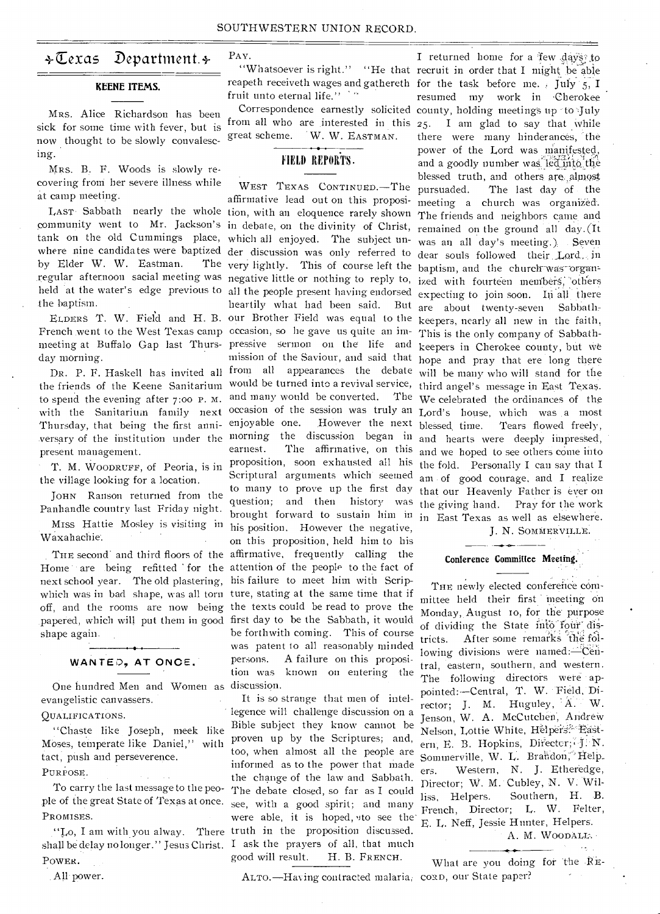# Texas Department.

## KEENE ITEMS.

MRS. Alice Richardson has been sick for some time with fever, but is now thought to be slowly convalescing.

MRS. B. F. Woods is slowly recovering from her severe illness while at camp meeting.

LAST Sabbath nearly the whole community went to Mr. Jackson's tank on the old Cummings place, where nine candidates were baptized by Elder W. W. Eastman. The regular afternoon sacial meeting was held at the water's edge previous to the baptism.

ELDERS T. W. Field and H. B. French went to the West Texas camp meeting at Buffalo Gap last Thursday morning.

DR. P. F. Haskell has invited all the friends of the Keene Sanitarium to spend the evening after 7:00 P. M. with the Sanitarium family next Thursday, that being the first anniversary of the institution under the present management.

T. M. WOODRUFF, of Peoria, is in the village looking for a location.

JOHN Ranson returned from the Panhandle country last Friday night.

MISS Hattie Mosley is visiting in Waxahachie.

THE second and third floors of the Home are being refitted for the next school year. The old plastering, which was in bad shape, was all torn off, and the rooms are now being papered, which will put them in good shape again.

## WANTED, AT ONCE.

One hundred Men and Women as evangelistic canvassers.

QUALIFICATIONS.

"Chaste like Joseph, meek like Moses, temperate like Daniel," with tact, push and perseverence.

PURPOSE.

To carry the last message to the people of the great State of Texas at once.

PROMISES.

"Lo, I am with you alway. There shall be delay no longer." Jesus Christ.

POWER.

All power.

PAY.

"Whatsoever is right." "He that reapeth receiveth wages and gathereth fruit unto eternal life."

Correspondence earnestly solicited from all who are interested in this great scheme. W. W. EASTMAN.

## FIELD REPORTS.

WEST TEXAS CONTINUED.—The affirmative lead out on this proposition, with an eloquence rarely shown in debate, on the divinity of Christ, which all enjoyed. The subject under discussion was only referred to very lightly. This of course left the negative little or nothing to reply to, all the people present having endorsed heartily what had been said. But our Brother Field was equal to the occasion, so he gave us quite an impressive sermon on the life and mission of the Saviour, and said that from all appearances the debate would be turned into a revival service, and many would be converted. The occasion of the session was truly an enjoyable one. However the next morning the discussion began in earnest. The affirmative, on this proposition, soon exhausted all his Scriptural arguments which seemed to many to prove up the first day question; and then history was brought forward to sustain him in his position. However the negative, on this proposition, held him to his affirmative, frequently calling the attention of the people to the fact of his failure to meet him with Scripture, stating at the same time that if the texts could be read to prove the first day to be the Sabbath, it would be forthwith coming. This of course was patent to all reasonably minded persons. A failure on this proposition was known on entering the discussion.

It is so strange that men of intelligence will challenge discussion on a Bible subject they know cannot be proven up by the Scriptures; and, too, when almost all the people are informed as to the power that made the change of the law and Sabbath. The debate closed, so far as I could see, with a good spirit; and many were able, it is hoped, to see the truth in the proposition discussed. I ask the prayers of all, that much good will result. H. B. FRENCH.

ALTO.—Having contracted malaria, I returned home for a few days to recruit in order that I might be able for the task before me. July 5, I resumed my work in Cherokee county, holding meetings up to July 25. I am glad to say that while there were many hinderances, the power of the Lord was manifested, and a goodly number was led into the blessed truth, and others are almost pursuaded. The last day of the meeting a church was organized. The friends and neighbors came and remained on the ground all day. (It was an all day's meeting.) Seven dear souls followed their Lord in baptism, and the church was organized with fourteen members, others expecting to join soon. In all there are about twenty-seven Sabbath-keepers, nearly all new in the faith. This is the only company of Sabbath-keepers in Cherokee county, but we hope and pray that ere long there will be many who will stand for the third angel's message in East Texas. We celebrated the ordinances of the Lord's house, which was a most blessed time. Tears flowed freely, and hearts were deeply impressed, and we hoped to see others come into the fold. Personally I can say that I am of good courage, and I realize that our Heavenly Father is ever on the giving hand. Pray for the work in East Texas as well as elsewhere.

J. N. SOMMERVILLE.

## Conference Committee Meeting.

THE newly elected conference committee held their first meeting on Monday, August 10, for the purpose of dividing the State into four districts. After some remarks the following divisions were named:—Central, eastern, southern, and western. The following directors were appointed:—Central, T. W. Field, Director; J. M. Huguley, A. W. Jenson, W. A. McCutchen, Andrew Nelson, Lottie White, Helpers. Eastern, E. B. Hopkins, Director; J. N. Sommerville, W. L. Brandon, Helpers. Western, N. J. Etheredge, Director; W. M. Cubley, N. V. Williss, Helpers. Southern, H. B. French, Director; L. W. Felter, E. L. Neff, Jessie Hunter, Helpers.

A. M. WOODALL.

What are you doing for the RECORD, our State paper?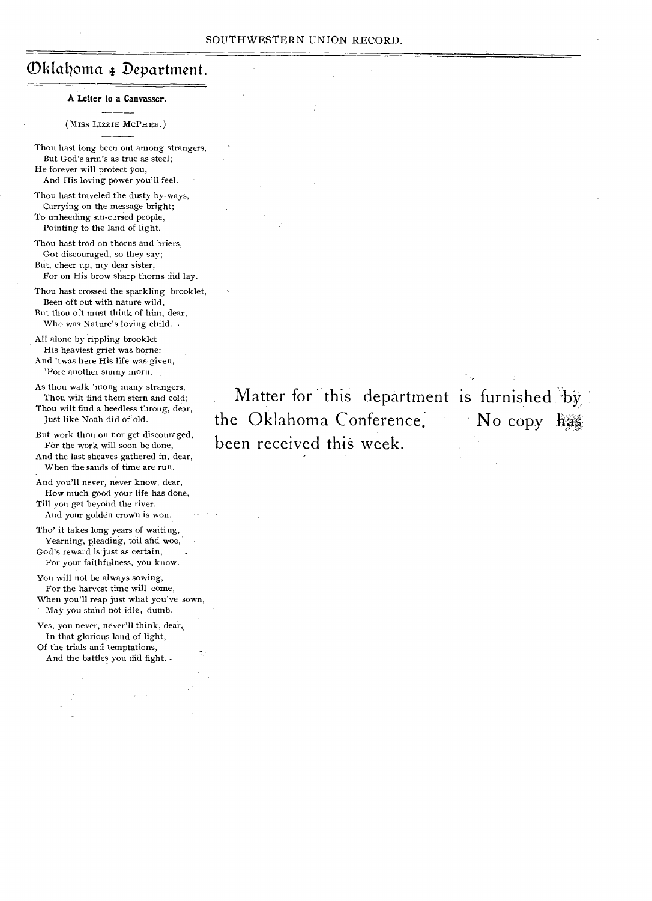# Oklahoma Department.

### A Letter to a Canvasser.

(MISS LIZZIE MCPHEE.)

Thou hast long been out among strangers,
But God's arm's as true as steel;
He forever will protect you,
And His loving power you'll feel.

Thou hast traveled the dusty by-ways,
Carrying on the message bright;
To unheeding sin-cursed people,
Pointing to the land of light.

Thou hast trod on thorns and briers,
Got discouraged, so they say;
But, cheer up, my dear sister,
For on His brow sharp thorns did lay.

Thou hast crossed the sparkling brooklet,
Been oft out with nature wild,
But thou oft must think of him, dear,
Who was Nature's loving child.

All alone by rippling brooklet
His heaviest grief was borne;
And 'twas here His life was given,
'Fore another sunny morn.

As thou walk 'mong many strangers,
Thou wilt find them stern and cold;
Thou wilt find a heedless throng, dear,
Just like Noah did of old.

But work thou on nor get discouraged,
For the work will soon be done,
And the last sheaves gathered in, dear,
When the sands of time are run.

And you'll never, never know, dear,
How much good your life has done,
Till you get beyond the river,
And your golden crown is won.

Tho' it takes long years of waiting,
Yearning, pleading, toil and woe,
God's reward is just as certain,
For your faithfulness, you know.

You will not be always sowing,
For the harvest time will come,
When you'll reap just what you've sown,
May you stand not idle, dumb.

Yes, you never, never'll think, dear,
In that glorious land of light,
Of the trials and temptations,
And the battles you did fight.

Matter for this department is furnished by the Oklahoma Conference. No copy has been received this week.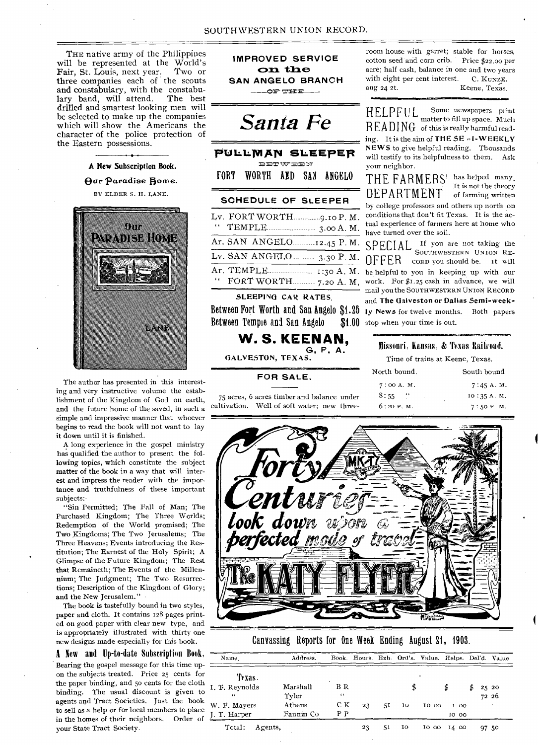THE native army of the Philippines will be represented at the World's Fair, St. Louis, next year. Two or three companies each of the scouts and constabulary, with the constabulary band, will attend. The best drilled and smartest looking men will be selected to make up the companies which will show the Americans the character of the police protection of the Eastern possessions.

### A New Subscription Book.

### Our Paradise Home.

BY ELDER S. H. LANE.

The author has presented in this interesting and very instructive volume the establishment of the Kingdom of God on earth, and the future home of the saved, in such a simple and impressive manner that whoever begins to read the book will not want to lay it down until it is finished.

A long experience in the gospel ministry has qualified the author to present the following topics, which constitute the subject matter of the book in a way that will interest and impress the reader with the importance and truthfulness of these important subjects:-

"Sin Permitted; The Fall of Man; The Purchased Kingdom; The Three Worlds; Redemption of the World promised; The Two Kingdoms; The Two Jerusalems; The Three Heavens; Events introducing the Restitution; The Earnest of the Holy Spirit; A Glimpse of the Future Kingdom; The Rest that Remaineth; The Events of the Millennium; The Judgment; The Two Resurrections; Description of the Kingdom of Glory; and the New Jerusalem."

The book is tastefully bound in two styles, paper and cloth. It contains 128 pages printed on good paper with clear new type, and is appropriately illustrated with thirty-one new designs made especially for this book.

**A New and Up-to-date Subscription Book,** Bearing the gospel message for this time upon the subjects treated. Price 25 cents for the paper binding, and 50 cents for the cloth binding. The usual discount is given to agents and Tract Societies. Just the book to sell as a help or for local members to place in the homes of their neighbors. Order of your State Tract Society.

**IMPROVED SERVICE on the SAN ANGELO BRANCH OF THE**

# Santa Fe

**PULLMAN SLEEPER BETWEEN FORT WORTH AND SAN ANGELO**

**SCHEDULE OF SLEEPER**

| | |
|---|---|
| Lv. FORT WORTH | 9.10 P. M. |
| " TEMPLE | 3.00 A. M. |
| Ar. SAN ANGELO | 12.45 P. M. |
| Lv. SAN ANGELO | 3.30 P. M. |
| Ar. TEMPLE | 1:30 A. M. |
| " FORT WORTH | 7.20 A. M. |

**SLEEPING CAR RATES.**

Between Fort Worth and San Angelo $1.25
Between Temple and San Angelo $1.00

**W. S. KEENAN,**
G. F. A.
GALVESTON, TEXAS.

**FOR SALE.**

75 acres, 6 acres timber and balance under cultivation. Well of soft water; new three-room house with garret; stable for horses, cotton seed and corn crib. Price $22.00 per acre; half cash, balance in one and two years with eight per cent interest. C. KUNZE.
aug 24 2t. Keene, Texas.

**HELPFUL READING** Some newspapers print matter to fill up space. Much of this is really harmful reading. It is the aim of THE SEMI-WEEKLY NEWS to give helpful reading. Thousands will testify to its helpfulness to them. Ask your neighbor.

**THE FARMERS' DEPARTMENT** has helped many. It is not the theory of farming written by college professors and others up north on conditions that don't fit Texas. It is the actual experience of farmers here at home who have turned over the soil.

**SPECIAL OFFER** If you are not taking the SOUTHWESTERN UNION RECORD you should be. It will be helpful to you in keeping up with our work. For $1.25 cash in advance, we will mail you the SOUTHWESTERN UNION RECORD and **The Galveston or Dallas Semi-weekly News** for twelve months. Both papers stop when your time is out.

**Missouri, Kansas, & Texas Railroad.**

Time of trains at Keene, Texas.

| North bound. | South bound |
|---|---|
| 7:00 A. M. | 7:45 A. M. |
| 8:55 " | 10:35 A. M. |
| 6:20 P. M. | 7:50 P. M. |

Forty Centuries look down upon a perfected mode of travel — The KATY FLYER

### Canvassing Reports for One Week Ending August 21, 1903.

| Name. | Address. | Book. | Hours. | Exh. | Ord's. | Value. | Helps. | Del'd. | Value |
|---|---|---|---|---|---|---|---|---|---|
| **Texas.** | | | | | | | | | |
| I. T. Reynolds | Marshall | B R | | | | $ | $ | | $ 25 20 |
| " | Tyler | " | | | | | | | 72 26 |
| W. F. Mayers | Athens | C K | 23 | 51 | 10 | 10 00 | 1 00 | | |
| J. T. Harper | Fannin Co | P P | | | | | 10 00 | | |
| Total: Agents, | | | 23 | 51 | 10 | 10 00 | 14 00 | | 97 50 |